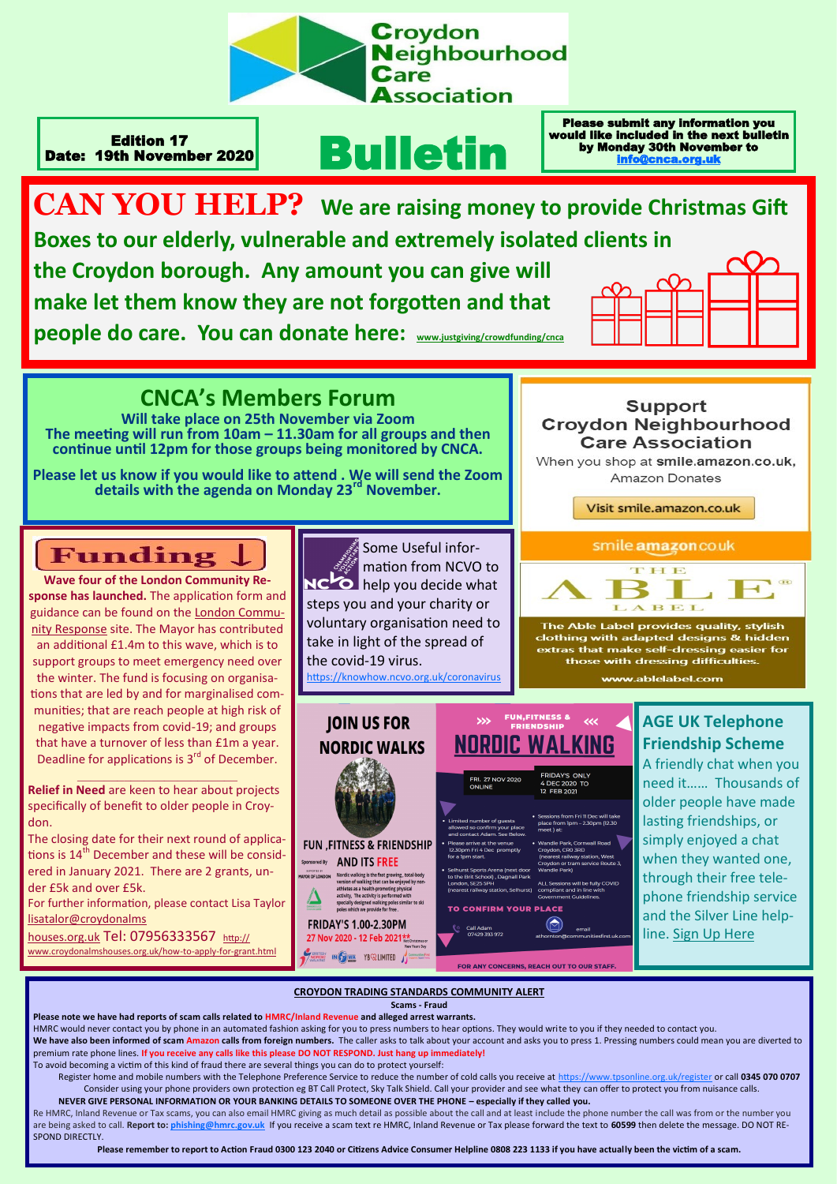# Croydon Neighbourhood Care Association

**Edition 17**
**Date: 19th November 2020**

# Bulletin

**Please submit any information you would like included in the next bulletin by Monday 30th November to info@cnca.org.uk**

## CAN YOU HELP? We are raising money to provide Christmas Gift Boxes to our elderly, vulnerable and extremely isolated clients in the Croydon borough. Any amount you can give will make let them know they are not forgotten and that people do care. You can donate here: www.justgiving/crowdfunding/cnca

## CNCA's Members Forum

**Will take place on 25th November via Zoom**
**The meeting will run from 10am – 11.30am for all groups and then continue until 12pm for those groups being monitored by CNCA.**

**Please let us know if you would like to attend . We will send the Zoom details with the agenda on Monday 23rd November.**

## Support Croydon Neighbourhood Care Association

When you shop at **smile.amazon.co.uk**, Amazon Donates

Visit smile.amazon.co.uk

smile amazon.co.uk

## THE ABLE LABEL

The Able Label provides quality, stylish clothing with adapted designs & hidden extras that make self-dressing easier for those with dressing difficulties.

www.ablelabel.com

## Funding ↓

**Wave four of the London Community Response has launched.** The application form and guidance can be found on the London Community Response site. The Mayor has contributed an additional £1.4m to this wave, which is to support groups to meet emergency need over the winter. The fund is focusing on organisations that are led by and for marginalised communities; that are reach people at high risk of negative impacts from covid-19; and groups that have a turnover of less than £1m a year. Deadline for applications is 3rd of December.

**Relief in Need** are keen to hear about projects specifically of benefit to older people in Croydon.

The closing date for their next round of applications is 14th December and these will be considered in January 2021. There are 2 grants, under £5k and over £5k.

For further information, please contact Lisa Taylor lisatalor@croydonalmshouses.org.uk Tel: 07956333567 http://www.croydonalmshouses.org.uk/how-to-apply-for-grant.html

## NCVO

Some Useful information from NCVO to help you decide what steps you and your charity or voluntary organisation need to take in light of the spread of the covid-19 virus.

https://knowhow.ncvo.org.uk/coronavirus

## JOIN US FOR NORDIC WALKS

FUN ,FITNESS & FRIENDSHIP AND ITS FREE

Sponsored By MAYOR OF LONDON

Nordic walking is the fast growing, total-body version of walking that can be enjoyed by non-athletes as a health-promoting physical activity. The activity is performed with specially designed walking poles similar to ski poles which we provide for free.

FRIDAY'S 1.00-2.30PM
27 Nov 2020 - 12 Feb 2021**

## FUN,FITNESS & FRIENDSHIP — NORDIC WALKING

FRI. 27 NOV 2020 ONLINE

FRIDAY'S ONLY 4 DEC 2020 TO 12 FEB 2021

- Limited number of guests allowed so confirm your place and contact Adam. See Below.
- Please arrive at the venue 12.30pm Fri 4 Dec promptly for a 1pm start.
- Selhurst Sports Arena (next door to the Brit School), Dagnall Park London, SE25 5PH (nearest railway station, Selhurst)
- Sessions from Fri 11 Dec will take place from 1pm - 2.30pm (12.30 meet) at:
- Wandle Park, Cornwall Road Croydon, CR0 3RD (nearest railway station, West Croydon or tram service Route 3, Wandle Park)

ALL Sessions will be fully COVID compliant and in line with Government Guidelines.

TO CONFIRM YOUR PLACE

Call Adam 07429 393 972

email athornton@communitiesfirst.uk.com

FOR ANY CONCERNS, REACH OUT TO OUR STAFF.

## AGE UK Telephone Friendship Scheme

A friendly chat when you need it…… Thousands of older people have made lasting friendships, or simply enjoyed a chat when they wanted one, through their free telephone friendship service and the Silver Line helpline. Sign Up Here

## CROYDON TRADING STANDARDS COMMUNITY ALERT

**Scams - Fraud**

**Please note we have had reports of scam calls related to HMRC/Inland Revenue and alleged arrest warrants.**

HMRC would never contact you by phone in an automated fashion asking for you to press numbers to hear options. They would write to you if they needed to contact you.

**We have also been informed of scam Amazon calls from foreign numbers.** The caller asks to talk about your account and asks you to press 1. Pressing numbers could mean you are diverted to premium rate phone lines. **If you receive any calls like this please DO NOT RESPOND. Just hang up immediately!**

To avoid becoming a victim of this kind of fraud there are several things you can do to protect yourself:

Register home and mobile numbers with the Telephone Preference Service to reduce the number of cold calls you receive at https://www.tpsonline.org.uk/register or call **0345 070 0707**

Consider using your phone providers own protection eg BT Call Protect, Sky Talk Shield. Call your provider and see what they can offer to protect you from nuisance calls.

**NEVER GIVE PERSONAL INFORMATION OR YOUR BANKING DETAILS TO SOMEONE OVER THE PHONE – especially if they called you.**

Re HMRC, Inland Revenue or Tax scams, you can also email HMRC giving as much detail as possible about the call and at least include the phone number the call was from or the number you are being asked to call. **Report to: phishing@hmrc.gov.uk** If you receive a scam text re HMRC, Inland Revenue or Tax please forward the text to **60599** then delete the message. DO NOT RESPOND DIRECTLY.

**Please remember to report to Action Fraud 0300 123 2040 or Citizens Advice Consumer Helpline 0808 223 1133 if you have actually been the victim of a scam.**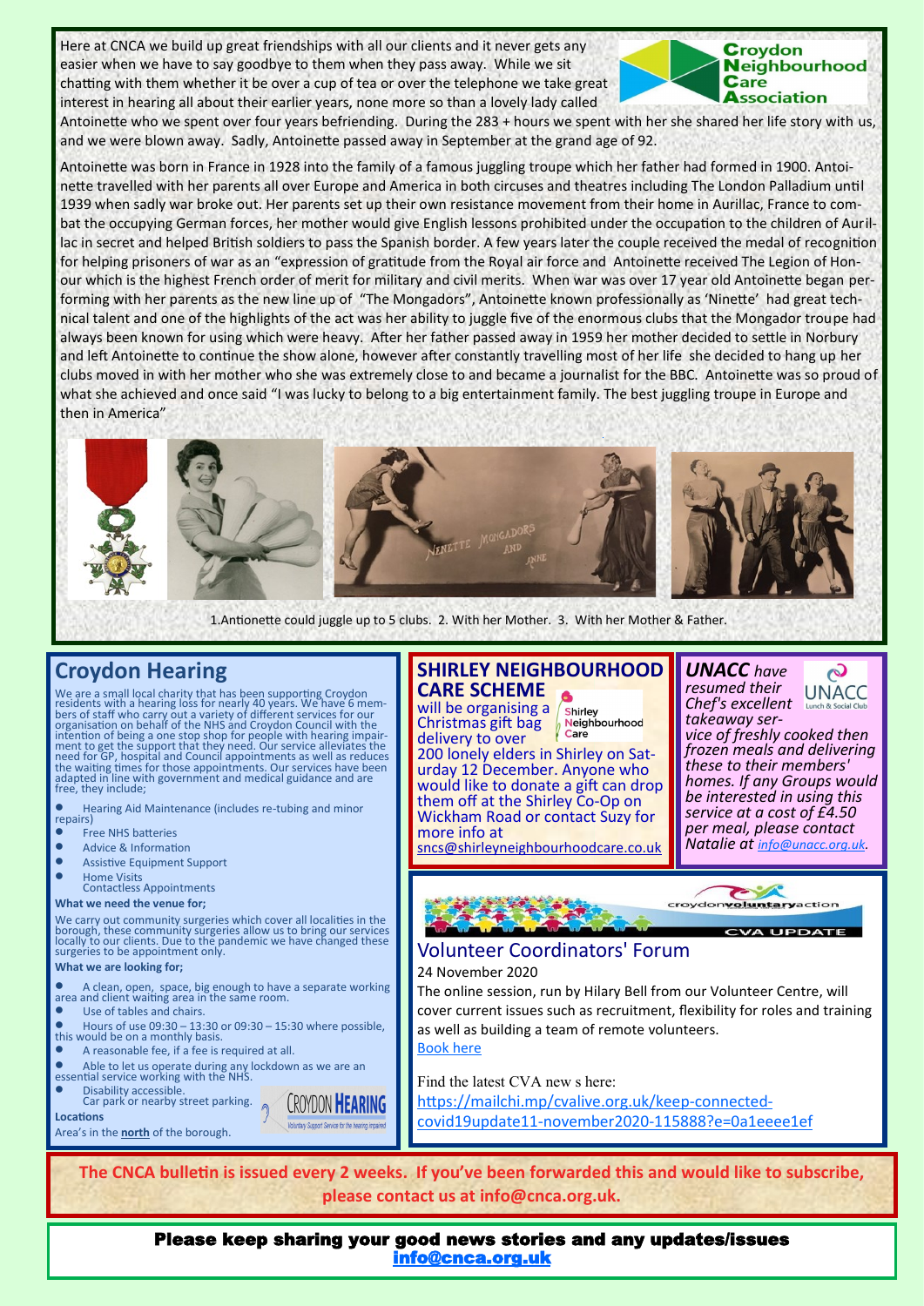Here at CNCA we build up great friendships with all our clients and it never gets any easier when we have to say goodbye to them when they pass away. While we sit chatting with them whether it be over a cup of tea or over the telephone we take great interest in hearing all about their earlier years, none more so than a lovely lady called Antoinette who we spent over four years befriending. During the 283 + hours we spent with her she shared her life story with us, and we were blown away. Sadly, Antoinette passed away in September at the grand age of 92.

Antoinette was born in France in 1928 into the family of a famous juggling troupe which her father had formed in 1900. Antoinette travelled with her parents all over Europe and America in both circuses and theatres including The London Palladium until 1939 when sadly war broke out. Her parents set up their own resistance movement from their home in Aurillac, France to combat the occupying German forces, her mother would give English lessons prohibited under the occupation to the children of Aurillac in secret and helped British soldiers to pass the Spanish border. A few years later the couple received the medal of recognition for helping prisoners of war as an "expression of gratitude from the Royal air force and Antoinette received The Legion of Honour which is the highest French order of merit for military and civil merits. When war was over 17 year old Antoinette began performing with her parents as the new line up of "The Mongadors", Antoinette known professionally as 'Ninette' had great technical talent and one of the highlights of the act was her ability to juggle five of the enormous clubs that the Mongador troupe had always been known for using which were heavy. After her father passed away in 1959 her mother decided to settle in Norbury and left Antoinette to continue the show alone, however after constantly travelling most of her life she decided to hang up her clubs moved in with her mother who she was extremely close to and became a journalist for the BBC. Antoinette was so proud of what she achieved and once said "I was lucky to belong to a big entertainment family. The best juggling troupe in Europe and then in America"

1.Antionette could juggle up to 5 clubs. 2. With her Mother. 3. With her Mother & Father.

## Croydon Hearing

We are a small local charity that has been supporting Croydon residents with a hearing loss for nearly 40 years. We have 6 members of staff who carry out a variety of different services for our organisation on behalf of the NHS and Croydon Council with the intention of being a one stop shop for people with hearing impairment to get the support that they need. Our service alleviates the need for GP, hospital and Council appointments as well as reduces the waiting times for those appointments. Our services have been adapted in line with government and medical guidance and are free, they include;

- Hearing Aid Maintenance (includes re-tubing and minor repairs)
- Free NHS batteries
- Advice & Information
- Assistive Equipment Support
- Home Visits
  Contactless Appointments

**What we need the venue for;**

We carry out community surgeries which cover all localities in the borough, these community surgeries allow us to bring our services locally to our clients. Due to the pandemic we have changed these surgeries to be appointment only.

**What we are looking for;**

- A clean, open, space, big enough to have a separate working area and client waiting area in the same room.
- Use of tables and chairs.
- Hours of use 09:30 – 13:30 or 09:30 – 15:30 where possible, this would be on a monthly basis.
- A reasonable fee, if a fee is required at all.
- Able to let us operate during any lockdown as we are an essential service working with the NHS.
- Disability accessible.
  Car park or nearby street parking.

**Locations**

Area's in the **north** of the borough.

## SHIRLEY NEIGHBOURHOOD CARE SCHEME

will be organising a Christmas gift bag delivery to over 200 lonely elders in Shirley on Saturday 12 December. Anyone who would like to donate a gift can drop them off at the Shirley Co-Op on Wickham Road or contact Suzy for more info at sncs@shirleyneighbourhoodcare.co.uk

***UNACC** have resumed their Chef's excellent takeaway service of freshly cooked then frozen meals and delivering these to their members' homes. If any Groups would be interested in using this service at a cost of £4.50 per meal, please contact Natalie at info@unacc.org.uk.*

croydonvoluntaryaction

CVA UPDATE

### Volunteer Coordinators' Forum

24 November 2020

The online session, run by Hilary Bell from our Volunteer Centre, will cover current issues such as recruitment, flexibility for roles and training as well as building a team of remote volunteers.

Book here

Find the latest CVA new s here:

https://mailchi.mp/cvalive.org.uk/keep-connected-covid19update11-november2020-115888?e=0a1eeee1ef

**The CNCA bulletin is issued every 2 weeks. If you've been forwarded this and would like to subscribe, please contact us at info@cnca.org.uk.**

**Please keep sharing your good news stories and any updates/issues**
**info@cnca.org.uk**